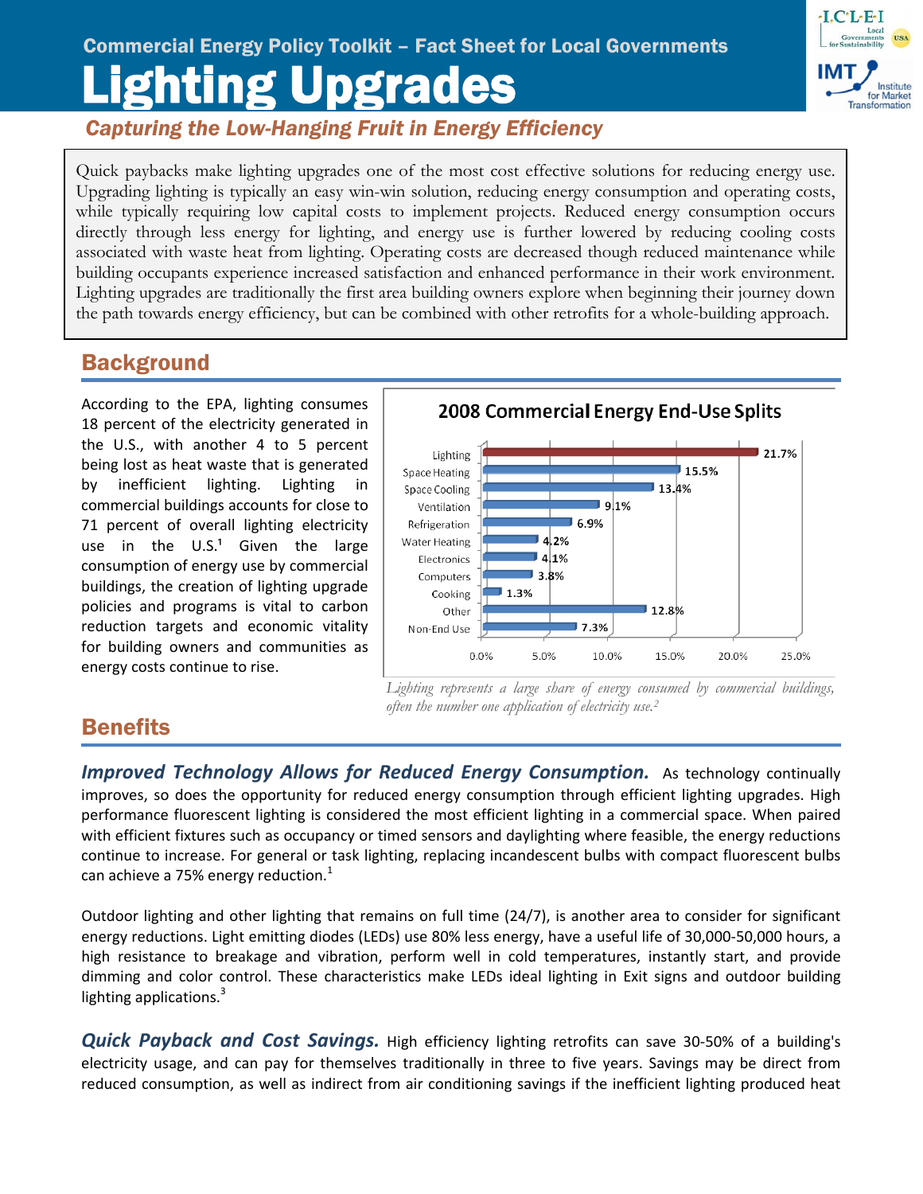Commercial Energy Policy Toolkit – Fact Sheet for Local Governments

# Lighting Upgrades

## *Capturing the Low-Hanging Fruit in Energy Efficiency*

Quick paybacks make lighting upgrades one of the most cost effective solutions for reducing energy use. Upgrading lighting is typically an easy win-win solution, reducing energy consumption and operating costs, while typically requiring low capital costs to implement projects. Reduced energy consumption occurs directly through less energy for lighting, and energy use is further lowered by reducing cooling costs associated with waste heat from lighting. Operating costs are decreased though reduced maintenance while building occupants experience increased satisfaction and enhanced performance in their work environment. Lighting upgrades are traditionally the first area building owners explore when beginning their journey down the path towards energy efficiency, but can be combined with other retrofits for a whole-building approach.

## Background

According to the EPA, lighting consumes 18 percent of the electricity generated in the U.S., with another 4 to 5 percent being lost as heat waste that is generated by inefficient lighting. Lighting in commercial buildings accounts for close to 71 percent of overall lighting electricity use in the U.S.[1] Given the large consumption of energy use by commercial buildings, the creation of lighting upgrade policies and programs is vital to carbon reduction targets and economic vitality for building owners and communities as energy costs continue to rise.

**2008 Commercial Energy End-Use Splits**

| End Use | Share |
|---|---|
| Lighting | 21.7% |
| Space Heating | 15.5% |
| Space Cooling | 13.4% |
| Ventilation | 9.1% |
| Refrigeration | 6.9% |
| Water Heating | 4.2% |
| Electronics | 4.1% |
| Computers | 3.8% |
| Cooking | 1.3% |
| Other | 12.8% |
| Non-End Use | 7.3% |

*Lighting represents a large share of energy consumed by commercial buildings, often the number one application of electricity use.[2]*

## Benefits

***Improved Technology Allows for Reduced Energy Consumption.*** As technology continually improves, so does the opportunity for reduced energy consumption through efficient lighting upgrades. High performance fluorescent lighting is considered the most efficient lighting in a commercial space. When paired with efficient fixtures such as occupancy or timed sensors and daylighting where feasible, the energy reductions continue to increase. For general or task lighting, replacing incandescent bulbs with compact fluorescent bulbs can achieve a 75% energy reduction.[1]

Outdoor lighting and other lighting that remains on full time (24/7), is another area to consider for significant energy reductions. Light emitting diodes (LEDs) use 80% less energy, have a useful life of 30,000-50,000 hours, a high resistance to breakage and vibration, perform well in cold temperatures, instantly start, and provide dimming and color control. These characteristics make LEDs ideal lighting in Exit signs and outdoor building lighting applications.[3]

***Quick Payback and Cost Savings.*** High efficiency lighting retrofits can save 30-50% of a building's electricity usage, and can pay for themselves traditionally in three to five years. Savings may be direct from reduced consumption, as well as indirect from air conditioning savings if the inefficient lighting produced heat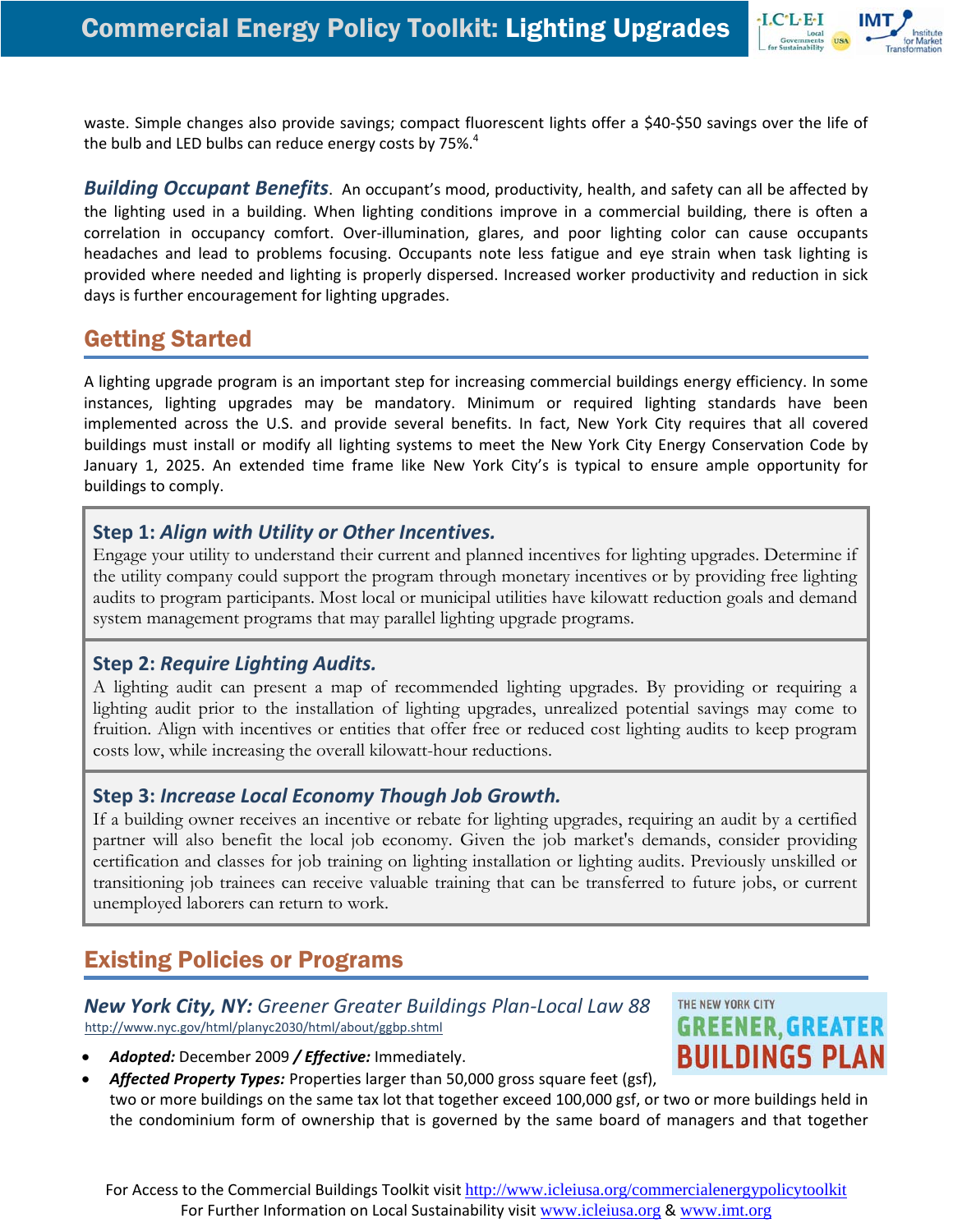waste. Simple changes also provide savings; compact fluorescent lights offer a $40-$50 savings over the life of the bulb and LED bulbs can reduce energy costs by 75%.[4]

***Building Occupant Benefits***. An occupant's mood, productivity, health, and safety can all be affected by the lighting used in a building. When lighting conditions improve in a commercial building, there is often a correlation in occupancy comfort. Over-illumination, glares, and poor lighting color can cause occupants headaches and lead to problems focusing. Occupants note less fatigue and eye strain when task lighting is provided where needed and lighting is properly dispersed. Increased worker productivity and reduction in sick days is further encouragement for lighting upgrades.

## Getting Started

A lighting upgrade program is an important step for increasing commercial buildings energy efficiency. In some instances, lighting upgrades may be mandatory. Minimum or required lighting standards have been implemented across the U.S. and provide several benefits. In fact, New York City requires that all covered buildings must install or modify all lighting systems to meet the New York City Energy Conservation Code by January 1, 2025. An extended time frame like New York City's is typical to ensure ample opportunity for buildings to comply.

### Step 1: *Align with Utility or Other Incentives.*

Engage your utility to understand their current and planned incentives for lighting upgrades. Determine if the utility company could support the program through monetary incentives or by providing free lighting audits to program participants. Most local or municipal utilities have kilowatt reduction goals and demand system management programs that may parallel lighting upgrade programs.

### Step 2: *Require Lighting Audits.*

A lighting audit can present a map of recommended lighting upgrades. By providing or requiring a lighting audit prior to the installation of lighting upgrades, unrealized potential savings may come to fruition. Align with incentives or entities that offer free or reduced cost lighting audits to keep program costs low, while increasing the overall kilowatt-hour reductions.

### Step 3: *Increase Local Economy Though Job Growth.*

If a building owner receives an incentive or rebate for lighting upgrades, requiring an audit by a certified partner will also benefit the local job economy. Given the job market's demands, consider providing certification and classes for job training on lighting installation or lighting audits. Previously unskilled or transitioning job trainees can receive valuable training that can be transferred to future jobs, or current unemployed laborers can return to work.

## Existing Policies or Programs

### *New York City, NY: Greener Greater Buildings Plan-Local Law 88*

http://www.nyc.gov/html/planyc2030/html/about/ggbp.shtml

- ***Adopted:*** December 2009 ***/ Effective:*** Immediately.
- ***Affected Property Types:*** Properties larger than 50,000 gross square feet (gsf), two or more buildings on the same tax lot that together exceed 100,000 gsf, or two or more buildings held in the condominium form of ownership that is governed by the same board of managers and that together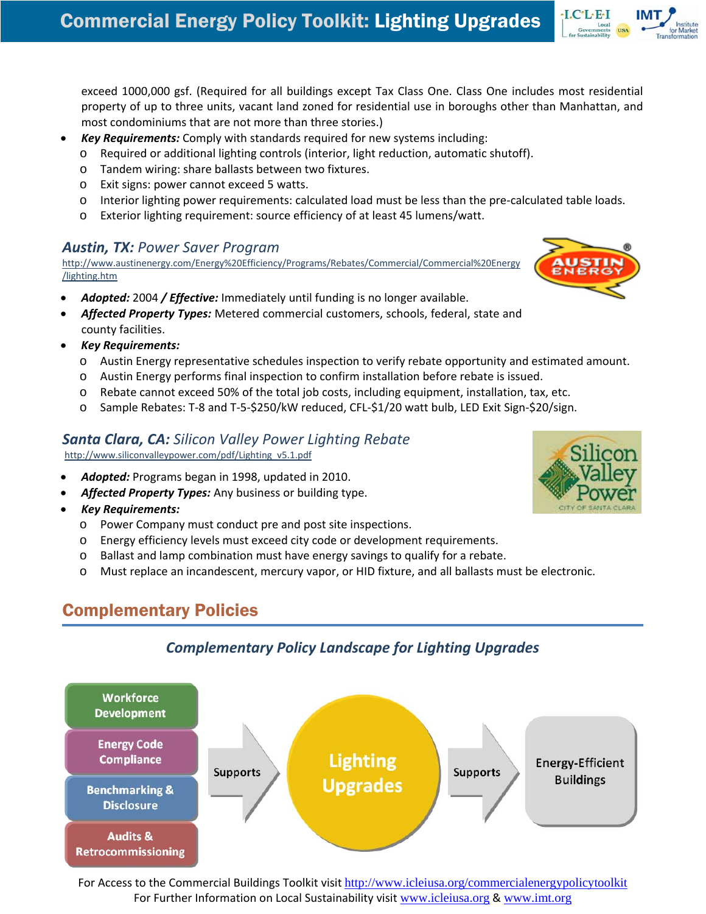exceed 1000,000 gsf. (Required for all buildings except Tax Class One. Class One includes most residential property of up to three units, vacant land zoned for residential use in boroughs other than Manhattan, and most condominiums that are not more than three stories.)

- ***Key Requirements:*** Comply with standards required for new systems including:
  - Required or additional lighting controls (interior, light reduction, automatic shutoff).
  - Tandem wiring: share ballasts between two fixtures.
  - Exit signs: power cannot exceed 5 watts.
  - Interior lighting power requirements: calculated load must be less than the pre-calculated table loads.
  - Exterior lighting requirement: source efficiency of at least 45 lumens/watt.

### ***Austin, TX:*** *Power Saver Program*

http://www.austinenergy.com/Energy%20Efficiency/Programs/Rebates/Commercial/Commercial%20Energy/lighting.htm

- ***Adopted:*** 2004 ***/ Effective:*** Immediately until funding is no longer available.
- ***Affected Property Types:*** Metered commercial customers, schools, federal, state and county facilities.
- ***Key Requirements:***
  - Austin Energy representative schedules inspection to verify rebate opportunity and estimated amount.
  - Austin Energy performs final inspection to confirm installation before rebate is issued.
  - Rebate cannot exceed 50% of the total job costs, including equipment, installation, tax, etc.
  - Sample Rebates: T-8 and T-5-$250/kW reduced, CFL-$1/20 watt bulb, LED Exit Sign-$20/sign.

### ***Santa Clara, CA:*** *Silicon Valley Power Lighting Rebate*

http://www.siliconvalleypower.com/pdf/Lighting_v5.1.pdf

- ***Adopted:*** Programs began in 1998, updated in 2010.
- ***Affected Property Types:*** Any business or building type.
- ***Key Requirements:***
  - Power Company must conduct pre and post site inspections.
  - Energy efficiency levels must exceed city code or development requirements.
  - Ballast and lamp combination must have energy savings to qualify for a rebate.
  - Must replace an incandescent, mercury vapor, or HID fixture, and all ballasts must be electronic.

## Complementary Policies

***Complementary Policy Landscape for Lighting Upgrades***

Workforce Development, Energy Code Compliance, Benchmarking & Disclosure, Audits & Retrocommissioning → Supports → Lighting Upgrades → Supports → Energy-Efficient Buildings

For Access to the Commercial Buildings Toolkit visit http://www.icleiusa.org/commercialenergypolicytoolkit
For Further Information on Local Sustainability visit www.icleiusa.org & www.imt.org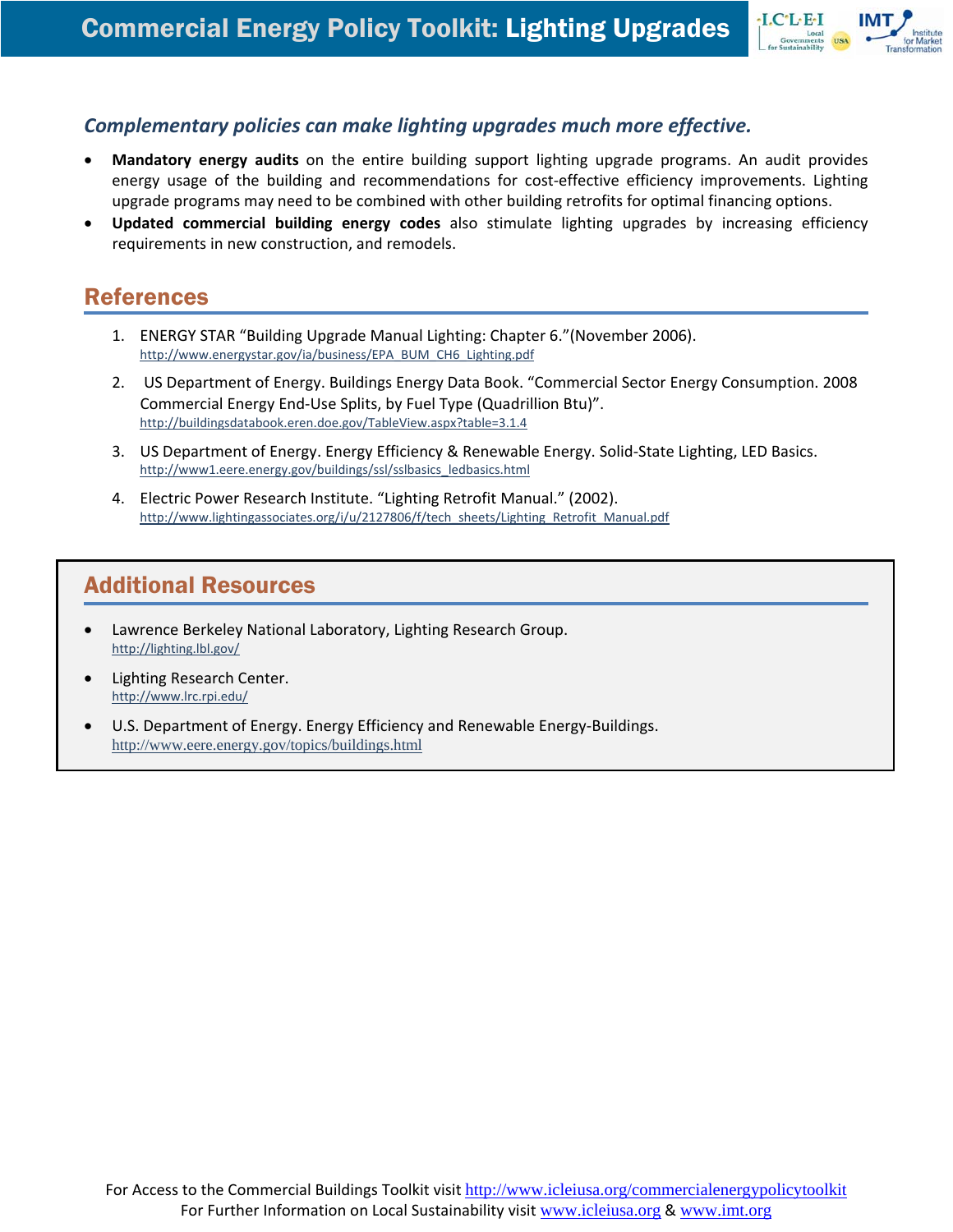***Complementary policies can make lighting upgrades much more effective.***

- **Mandatory energy audits** on the entire building support lighting upgrade programs. An audit provides energy usage of the building and recommendations for cost-effective efficiency improvements. Lighting upgrade programs may need to be combined with other building retrofits for optimal financing options.
- **Updated commercial building energy codes** also stimulate lighting upgrades by increasing efficiency requirements in new construction, and remodels.

## References

1. ENERGY STAR "Building Upgrade Manual Lighting: Chapter 6."(November 2006).
   http://www.energystar.gov/ia/business/EPA_BUM_CH6_Lighting.pdf
2. US Department of Energy. Buildings Energy Data Book. "Commercial Sector Energy Consumption. 2008 Commercial Energy End-Use Splits, by Fuel Type (Quadrillion Btu)".
   http://buildingsdatabook.eren.doe.gov/TableView.aspx?table=3.1.4
3. US Department of Energy. Energy Efficiency & Renewable Energy. Solid-State Lighting, LED Basics.
   http://www1.eere.energy.gov/buildings/ssl/sslbasics_ledbasics.html
4. Electric Power Research Institute. "Lighting Retrofit Manual." (2002).
   http://www.lightingassociates.org/i/u/2127806/f/tech_sheets/Lighting_Retrofit_Manual.pdf

## Additional Resources

- Lawrence Berkeley National Laboratory, Lighting Research Group.
  http://lighting.lbl.gov/
- Lighting Research Center.
  http://www.lrc.rpi.edu/
- U.S. Department of Energy. Energy Efficiency and Renewable Energy-Buildings.
  http://www.eere.energy.gov/topics/buildings.html

For Access to the Commercial Buildings Toolkit visit http://www.icleiusa.org/commercialenergypolicytoolkit
For Further Information on Local Sustainability visit www.icleiusa.org & www.imt.org